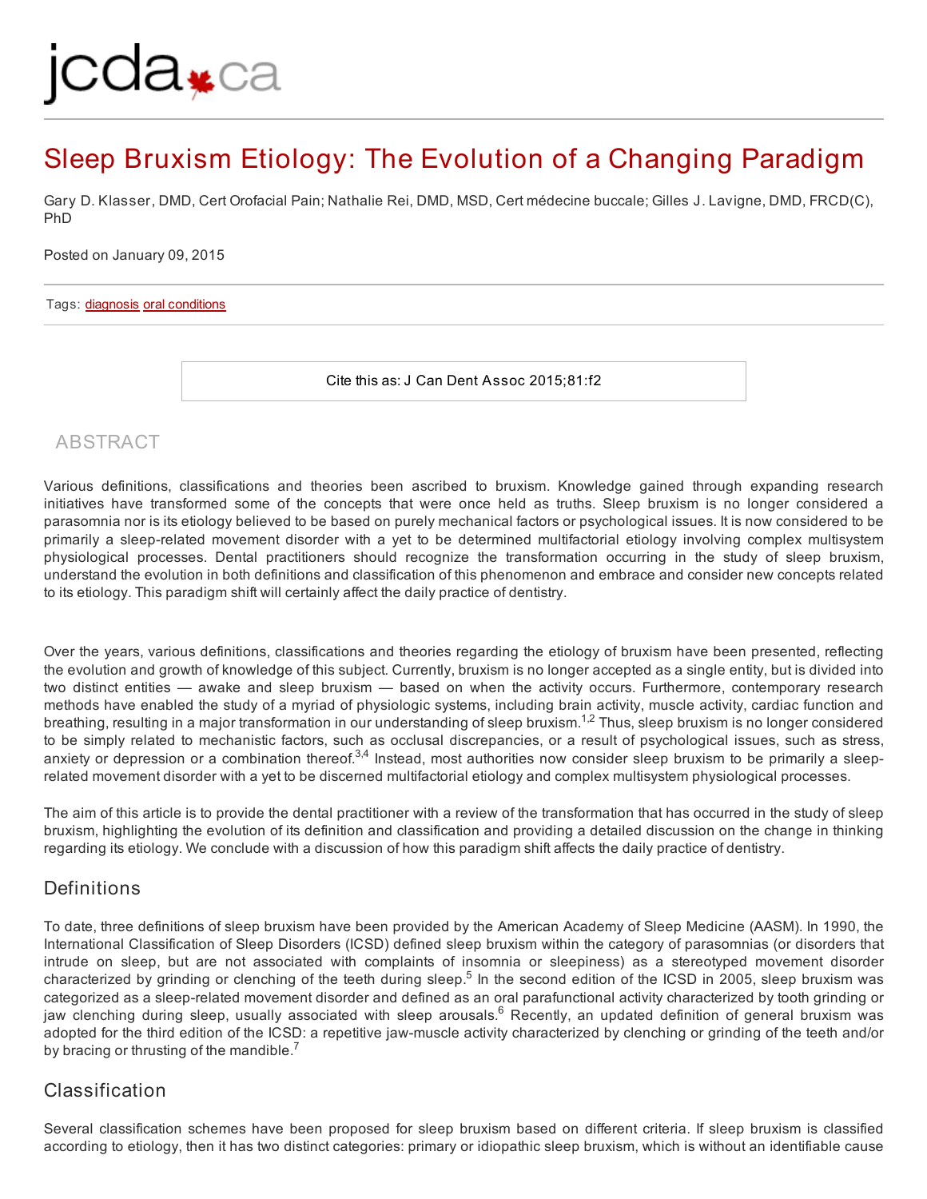# Sleep Bruxism Etiology: The Evolution of a Changing Paradigm

Gary D. Klasser, DMD, Cert Orofacial Pain; Nathalie Rei, DMD, MSD, Cert médecine buccale; Gilles J. Lavigne, DMD, FRCD(C), PhD

Posted on January 09, 2015

Tags: diagnosis oral conditions

Cite this as: J Can Dent Assoc 2015;81:f2

## ABSTRACT

Various definitions, classifications and theories been ascribed to bruxism. Knowledge gained through expanding research initiatives have transformed some of the concepts that were once held as truths. Sleep bruxism is no longer considered a parasomnia nor is its etiology believed to be based on purely mechanical factors or psychological issues. It is now considered to be primarily a sleep-related movement disorder with a yet to be determined multifactorial etiology involving complex multisystem physiological processes. Dental practitioners should recognize the transformation occurring in the study of sleep bruxism, understand the evolution in both definitions and classification of this phenomenon and embrace and consider new concepts related to its etiology. This paradigm shift will certainly affect the daily practice of dentistry.

Over the years, various definitions, classifications and theories regarding the etiology of bruxism have been presented, reflecting the evolution and growth of knowledge of this subject. Currently, bruxism is no longer accepted as a single entity, but is divided into two distinct entities — awake and sleep bruxism — based on when the activity occurs. Furthermore, contemporary research methods have enabled the study of a myriad of physiologic systems, including brain activity, muscle activity, cardiac function and breathing, resulting in a major transformation in our understanding of sleep bruxism.[1,2] Thus, sleep bruxism is no longer considered to be simply related to mechanistic factors, such as occlusal discrepancies, or a result of psychological issues, such as stress, anxiety or depression or a combination thereof.[3,4] Instead, most authorities now consider sleep bruxism to be primarily a sleep-related movement disorder with a yet to be discerned multifactorial etiology and complex multisystem physiological processes.

The aim of this article is to provide the dental practitioner with a review of the transformation that has occurred in the study of sleep bruxism, highlighting the evolution of its definition and classification and providing a detailed discussion on the change in thinking regarding its etiology. We conclude with a discussion of how this paradigm shift affects the daily practice of dentistry.

## Definitions

To date, three definitions of sleep bruxism have been provided by the American Academy of Sleep Medicine (AASM). In 1990, the International Classification of Sleep Disorders (ICSD) defined sleep bruxism within the category of parasomnias (or disorders that intrude on sleep, but are not associated with complaints of insomnia or sleepiness) as a stereotyped movement disorder characterized by grinding or clenching of the teeth during sleep.[5] In the second edition of the ICSD in 2005, sleep bruxism was categorized as a sleep-related movement disorder and defined as an oral parafunctional activity characterized by tooth grinding or jaw clenching during sleep, usually associated with sleep arousals.[6] Recently, an updated definition of general bruxism was adopted for the third edition of the ICSD: a repetitive jaw-muscle activity characterized by clenching or grinding of the teeth and/or by bracing or thrusting of the mandible.[7]

## Classification

Several classification schemes have been proposed for sleep bruxism based on different criteria. If sleep bruxism is classified according to etiology, then it has two distinct categories: primary or idiopathic sleep bruxism, which is without an identifiable cause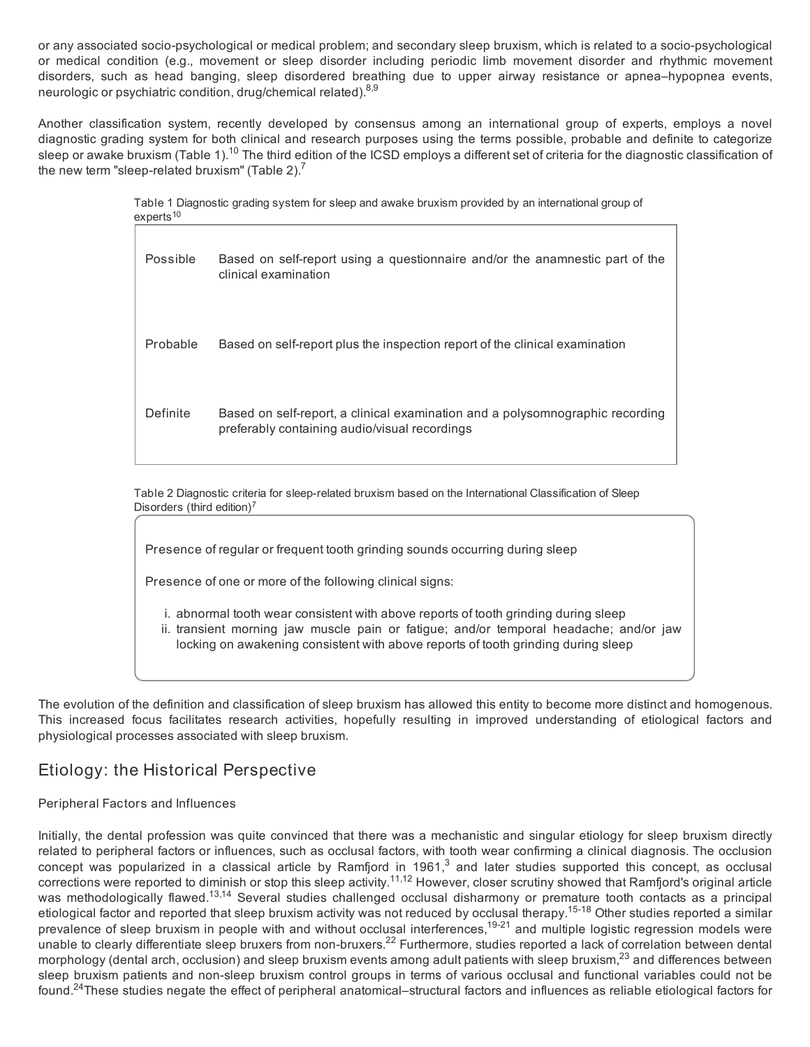or any associated socio-psychological or medical problem; and secondary sleep bruxism, which is related to a socio-psychological or medical condition (e.g., movement or sleep disorder including periodic limb movement disorder and rhythmic movement disorders, such as head banging, sleep disordered breathing due to upper airway resistance or apnea–hypopnea events, neurologic or psychiatric condition, drug/chemical related).[8,9]

Another classification system, recently developed by consensus among an international group of experts, employs a novel diagnostic grading system for both clinical and research purposes using the terms possible, probable and definite to categorize sleep or awake bruxism (Table 1).[10] The third edition of the ICSD employs a different set of criteria for the diagnostic classification of the new term "sleep-related bruxism" (Table 2).[7]

Table 1 Diagnostic grading system for sleep and awake bruxism provided by an international group of experts[10]

| | |
|---|---|
| Possible | Based on self-report using a questionnaire and/or the anamnestic part of the clinical examination |
| Probable | Based on self-report plus the inspection report of the clinical examination |
| Definite | Based on self-report, a clinical examination and a polysomnographic recording preferably containing audio/visual recordings |

Table 2 Diagnostic criteria for sleep-related bruxism based on the International Classification of Sleep Disorders (third edition)[7]

Presence of regular or frequent tooth grinding sounds occurring during sleep

Presence of one or more of the following clinical signs:

i. abnormal tooth wear consistent with above reports of tooth grinding during sleep
ii. transient morning jaw muscle pain or fatigue; and/or temporal headache; and/or jaw locking on awakening consistent with above reports of tooth grinding during sleep

The evolution of the definition and classification of sleep bruxism has allowed this entity to become more distinct and homogenous. This increased focus facilitates research activities, hopefully resulting in improved understanding of etiological factors and physiological processes associated with sleep bruxism.

## Etiology: the Historical Perspective

### Peripheral Factors and Influences

Initially, the dental profession was quite convinced that there was a mechanistic and singular etiology for sleep bruxism directly related to peripheral factors or influences, such as occlusal factors, with tooth wear confirming a clinical diagnosis. The occlusion concept was popularized in a classical article by Ramfjord in 1961,[3] and later studies supported this concept, as occlusal corrections were reported to diminish or stop this sleep activity.[11,12] However, closer scrutiny showed that Ramfjord's original article was methodologically flawed.[13,14] Several studies challenged occlusal disharmony or premature tooth contacts as a principal etiological factor and reported that sleep bruxism activity was not reduced by occlusal therapy.[15-18] Other studies reported a similar prevalence of sleep bruxism in people with and without occlusal interferences,[19-21] and multiple logistic regression models were unable to clearly differentiate sleep bruxers from non-bruxers.[22] Furthermore, studies reported a lack of correlation between dental morphology (dental arch, occlusion) and sleep bruxism events among adult patients with sleep bruxism,[23] and differences between sleep bruxism patients and non-sleep bruxism control groups in terms of various occlusal and functional variables could not be found.[24] These studies negate the effect of peripheral anatomical–structural factors and influences as reliable etiological factors for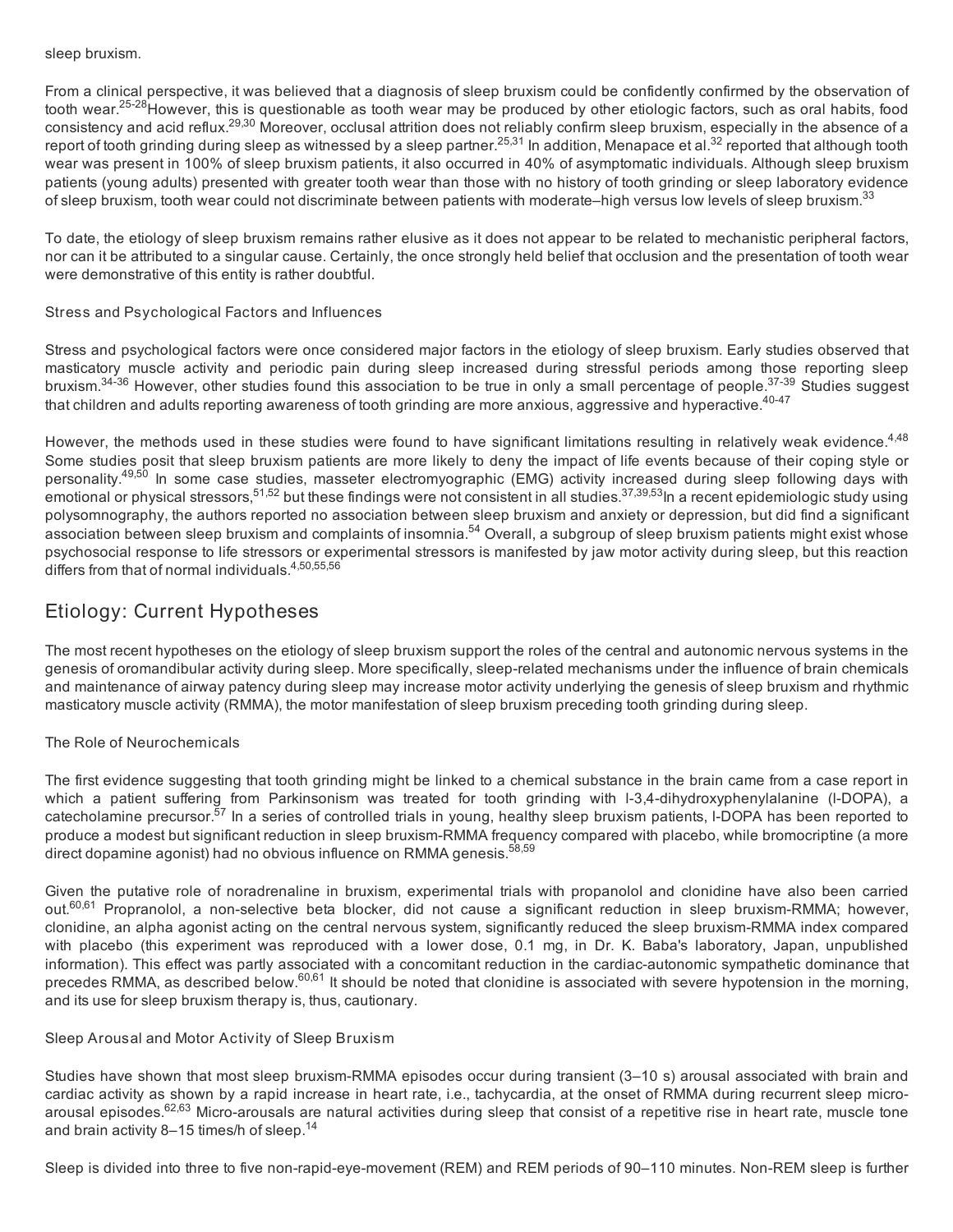sleep bruxism.

From a clinical perspective, it was believed that a diagnosis of sleep bruxism could be confidently confirmed by the observation of tooth wear.[25-28] However, this is questionable as tooth wear may be produced by other etiologic factors, such as oral habits, food consistency and acid reflux.[29,30] Moreover, occlusal attrition does not reliably confirm sleep bruxism, especially in the absence of a report of tooth grinding during sleep as witnessed by a sleep partner.[25,31] In addition, Menapace et al.[32] reported that although tooth wear was present in 100% of sleep bruxism patients, it also occurred in 40% of asymptomatic individuals. Although sleep bruxism patients (young adults) presented with greater tooth wear than those with no history of tooth grinding or sleep laboratory evidence of sleep bruxism, tooth wear could not discriminate between patients with moderate–high versus low levels of sleep bruxism.[33]

To date, the etiology of sleep bruxism remains rather elusive as it does not appear to be related to mechanistic peripheral factors, nor can it be attributed to a singular cause. Certainly, the once strongly held belief that occlusion and the presentation of tooth wear were demonstrative of this entity is rather doubtful.

### Stress and Psychological Factors and Influences

Stress and psychological factors were once considered major factors in the etiology of sleep bruxism. Early studies observed that masticatory muscle activity and periodic pain during sleep increased during stressful periods among those reporting sleep bruxism.[34-36] However, other studies found this association to be true in only a small percentage of people.[37-39] Studies suggest that children and adults reporting awareness of tooth grinding are more anxious, aggressive and hyperactive.[40-47]

However, the methods used in these studies were found to have significant limitations resulting in relatively weak evidence.[4,48] Some studies posit that sleep bruxism patients are more likely to deny the impact of life events because of their coping style or personality.[49,50] In some case studies, masseter electromyographic (EMG) activity increased during sleep following days with emotional or physical stressors,[51,52] but these findings were not consistent in all studies.[37,39,53] In a recent epidemiologic study using polysomnography, the authors reported no association between sleep bruxism and anxiety or depression, but did find a significant association between sleep bruxism and complaints of insomnia.[54] Overall, a subgroup of sleep bruxism patients might exist whose psychosocial response to life stressors or experimental stressors is manifested by jaw motor activity during sleep, but this reaction differs from that of normal individuals.[4,50,55,56]

## Etiology: Current Hypotheses

The most recent hypotheses on the etiology of sleep bruxism support the roles of the central and autonomic nervous systems in the genesis of oromandibular activity during sleep. More specifically, sleep-related mechanisms under the influence of brain chemicals and maintenance of airway patency during sleep may increase motor activity underlying the genesis of sleep bruxism and rhythmic masticatory muscle activity (RMMA), the motor manifestation of sleep bruxism preceding tooth grinding during sleep.

### The Role of Neurochemicals

The first evidence suggesting that tooth grinding might be linked to a chemical substance in the brain came from a case report in which a patient suffering from Parkinsonism was treated for tooth grinding with l-3,4-dihydroxyphenylalanine (l-DOPA), a catecholamine precursor.[57] In a series of controlled trials in young, healthy sleep bruxism patients, l-DOPA has been reported to produce a modest but significant reduction in sleep bruxism-RMMA frequency compared with placebo, while bromocriptine (a more direct dopamine agonist) had no obvious influence on RMMA genesis.[58,59]

Given the putative role of noradrenaline in bruxism, experimental trials with propanolol and clonidine have also been carried out.[60,61] Propranolol, a non-selective beta blocker, did not cause a significant reduction in sleep bruxism-RMMA; however, clonidine, an alpha agonist acting on the central nervous system, significantly reduced the sleep bruxism-RMMA index compared with placebo (this experiment was reproduced with a lower dose, 0.1 mg, in Dr. K. Baba's laboratory, Japan, unpublished information). This effect was partly associated with a concomitant reduction in the cardiac-autonomic sympathetic dominance that precedes RMMA, as described below.[60,61] It should be noted that clonidine is associated with severe hypotension in the morning, and its use for sleep bruxism therapy is, thus, cautionary.

### Sleep Arousal and Motor Activity of Sleep Bruxism

Studies have shown that most sleep bruxism-RMMA episodes occur during transient (3–10 s) arousal associated with brain and cardiac activity as shown by a rapid increase in heart rate, i.e., tachycardia, at the onset of RMMA during recurrent sleep micro-arousal episodes.[62,63] Micro-arousals are natural activities during sleep that consist of a repetitive rise in heart rate, muscle tone and brain activity 8–15 times/h of sleep.[14]

Sleep is divided into three to five non-rapid-eye-movement (REM) and REM periods of 90–110 minutes. Non-REM sleep is further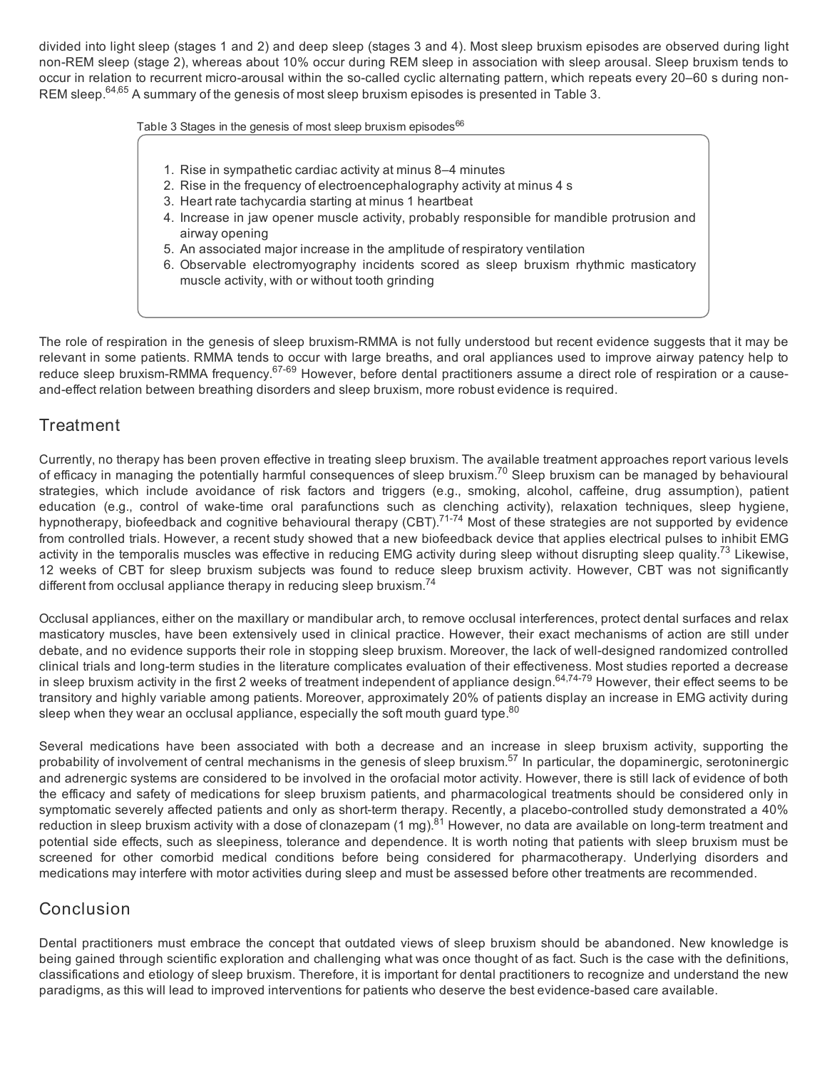divided into light sleep (stages 1 and 2) and deep sleep (stages 3 and 4). Most sleep bruxism episodes are observed during light non-REM sleep (stage 2), whereas about 10% occur during REM sleep in association with sleep arousal. Sleep bruxism tends to occur in relation to recurrent micro-arousal within the so-called cyclic alternating pattern, which repeats every 20–60 s during non-REM sleep.[64,65] A summary of the genesis of most sleep bruxism episodes is presented in Table 3.

Table 3 Stages in the genesis of most sleep bruxism episodes[66]

1. Rise in sympathetic cardiac activity at minus 8–4 minutes
2. Rise in the frequency of electroencephalography activity at minus 4 s
3. Heart rate tachycardia starting at minus 1 heartbeat
4. Increase in jaw opener muscle activity, probably responsible for mandible protrusion and airway opening
5. An associated major increase in the amplitude of respiratory ventilation
6. Observable electromyography incidents scored as sleep bruxism rhythmic masticatory muscle activity, with or without tooth grinding

The role of respiration in the genesis of sleep bruxism-RMMA is not fully understood but recent evidence suggests that it may be relevant in some patients. RMMA tends to occur with large breaths, and oral appliances used to improve airway patency help to reduce sleep bruxism-RMMA frequency.[67-69] However, before dental practitioners assume a direct role of respiration or a cause-and-effect relation between breathing disorders and sleep bruxism, more robust evidence is required.

## Treatment

Currently, no therapy has been proven effective in treating sleep bruxism. The available treatment approaches report various levels of efficacy in managing the potentially harmful consequences of sleep bruxism.[70] Sleep bruxism can be managed by behavioural strategies, which include avoidance of risk factors and triggers (e.g., smoking, alcohol, caffeine, drug assumption), patient education (e.g., control of wake-time oral parafunctions such as clenching activity), relaxation techniques, sleep hygiene, hypnotherapy, biofeedback and cognitive behavioural therapy (CBT).[71-74] Most of these strategies are not supported by evidence from controlled trials. However, a recent study showed that a new biofeedback device that applies electrical pulses to inhibit EMG activity in the temporalis muscles was effective in reducing EMG activity during sleep without disrupting sleep quality.[73] Likewise, 12 weeks of CBT for sleep bruxism subjects was found to reduce sleep bruxism activity. However, CBT was not significantly different from occlusal appliance therapy in reducing sleep bruxism.[74]

Occlusal appliances, either on the maxillary or mandibular arch, to remove occlusal interferences, protect dental surfaces and relax masticatory muscles, have been extensively used in clinical practice. However, their exact mechanisms of action are still under debate, and no evidence supports their role in stopping sleep bruxism. Moreover, the lack of well-designed randomized controlled clinical trials and long-term studies in the literature complicates evaluation of their effectiveness. Most studies reported a decrease in sleep bruxism activity in the first 2 weeks of treatment independent of appliance design.[64,74-79] However, their effect seems to be transitory and highly variable among patients. Moreover, approximately 20% of patients display an increase in EMG activity during sleep when they wear an occlusal appliance, especially the soft mouth guard type.[80]

Several medications have been associated with both a decrease and an increase in sleep bruxism activity, supporting the probability of involvement of central mechanisms in the genesis of sleep bruxism.[57] In particular, the dopaminergic, serotoninergic and adrenergic systems are considered to be involved in the orofacial motor activity. However, there is still lack of evidence of both the efficacy and safety of medications for sleep bruxism patients, and pharmacological treatments should be considered only in symptomatic severely affected patients and only as short-term therapy. Recently, a placebo-controlled study demonstrated a 40% reduction in sleep bruxism activity with a dose of clonazepam (1 mg).[81] However, no data are available on long-term treatment and potential side effects, such as sleepiness, tolerance and dependence. It is worth noting that patients with sleep bruxism must be screened for other comorbid medical conditions before being considered for pharmacotherapy. Underlying disorders and medications may interfere with motor activities during sleep and must be assessed before other treatments are recommended.

## Conclusion

Dental practitioners must embrace the concept that outdated views of sleep bruxism should be abandoned. New knowledge is being gained through scientific exploration and challenging what was once thought of as fact. Such is the case with the definitions, classifications and etiology of sleep bruxism. Therefore, it is important for dental practitioners to recognize and understand the new paradigms, as this will lead to improved interventions for patients who deserve the best evidence-based care available.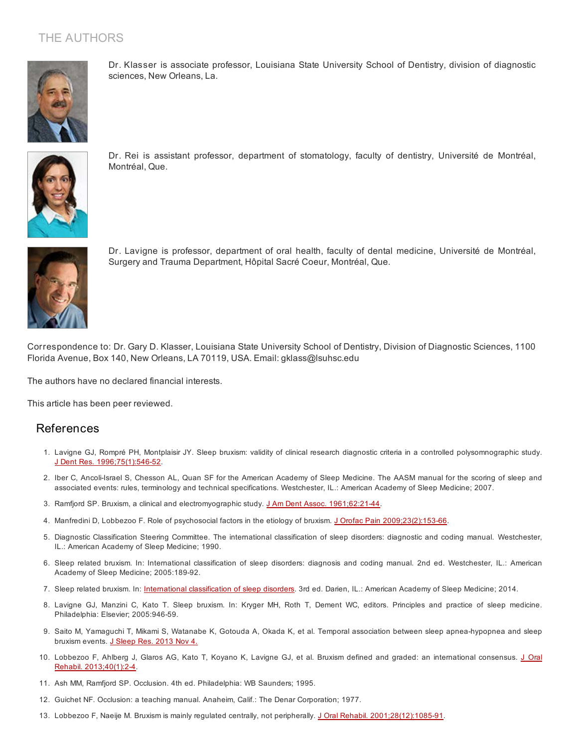## THE AUTHORS

Dr. Klasser is associate professor, Louisiana State University School of Dentistry, division of diagnostic sciences, New Orleans, La.

Dr. Rei is assistant professor, department of stomatology, faculty of dentistry, Université de Montréal, Montréal, Que.

Dr. Lavigne is professor, department of oral health, faculty of dental medicine, Université de Montréal, Surgery and Trauma Department, Hôpital Sacré Coeur, Montréal, Que.

Correspondence to: Dr. Gary D. Klasser, Louisiana State University School of Dentistry, Division of Diagnostic Sciences, 1100 Florida Avenue, Box 140, New Orleans, LA 70119, USA. Email: gklass@lsuhsc.edu

The authors have no declared financial interests.

This article has been peer reviewed.

## References

1. Lavigne GJ, Rompré PH, Montplaisir JY. Sleep bruxism: validity of clinical research diagnostic criteria in a controlled polysomnographic study. J Dent Res. 1996;75(1):546-52.
2. Iber C, Ancoli-Israel S, Chesson AL, Quan SF for the American Academy of Sleep Medicine. The AASM manual for the scoring of sleep and associated events: rules, terminology and technical specifications. Westchester, IL.: American Academy of Sleep Medicine; 2007.
3. Ramfjord SP. Bruxism, a clinical and electromyographic study. J Am Dent Assoc. 1961;62:21-44.
4. Manfredini D, Lobbezoo F. Role of psychosocial factors in the etiology of bruxism. J Orofac Pain 2009;23(2):153-66.
5. Diagnostic Classification Steering Committee. The international classification of sleep disorders: diagnostic and coding manual. Westchester, IL.: American Academy of Sleep Medicine; 1990.
6. Sleep related bruxism. In: International classification of sleep disorders: diagnosis and coding manual. 2nd ed. Westchester, IL.: American Academy of Sleep Medicine; 2005:189-92.
7. Sleep related bruxism. In: International classification of sleep disorders. 3rd ed. Darien, IL.: American Academy of Sleep Medicine; 2014.
8. Lavigne GJ, Manzini C, Kato T. Sleep bruxism. In: Kryger MH, Roth T, Dement WC, editors. Principles and practice of sleep medicine. Philadelphia: Elsevier; 2005:946-59.
9. Saito M, Yamaguchi T, Mikami S, Watanabe K, Gotouda A, Okada K, et al. Temporal association between sleep apnea-hypopnea and sleep bruxism events. J Sleep Res. 2013 Nov 4.
10. Lobbezoo F, Ahlberg J, Glaros AG, Kato T, Koyano K, Lavigne GJ, et al. Bruxism defined and graded: an international consensus. J Oral Rehabil. 2013;40(1):2-4.
11. Ash MM, Ramfjord SP. Occlusion. 4th ed. Philadelphia: WB Saunders; 1995.
12. Guichet NF. Occlusion: a teaching manual. Anaheim, Calif.: The Denar Corporation; 1977.
13. Lobbezoo F, Naeije M. Bruxism is mainly regulated centrally, not peripherally. J Oral Rehabil. 2001;28(12):1085-91.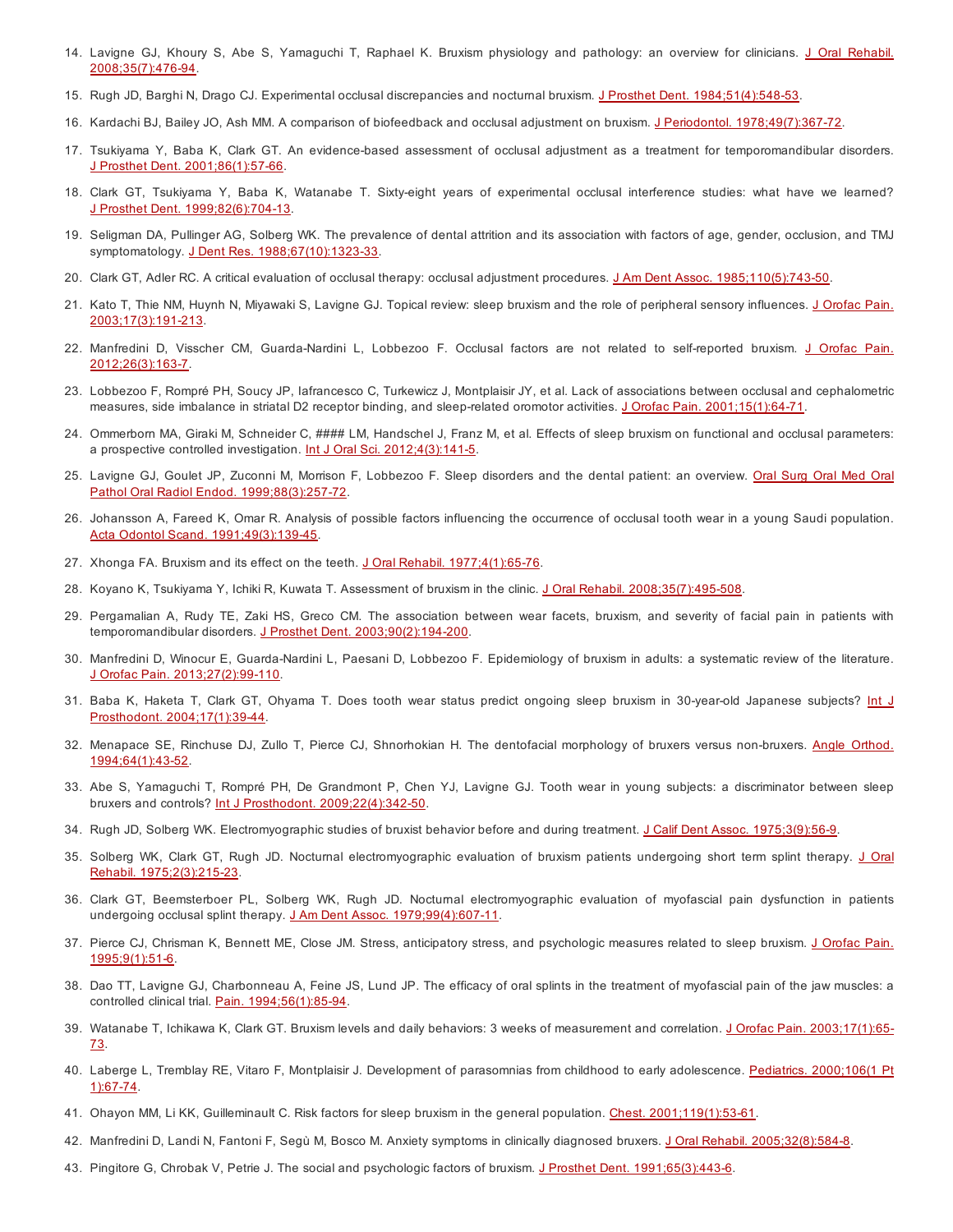14. Lavigne GJ, Khoury S, Abe S, Yamaguchi T, Raphael K. Bruxism physiology and pathology: an overview for clinicians. J Oral Rehabil. 2008;35(7):476-94.
15. Rugh JD, Barghi N, Drago CJ. Experimental occlusal discrepancies and nocturnal bruxism. J Prosthet Dent. 1984;51(4):548-53.
16. Kardachi BJ, Bailey JO, Ash MM. A comparison of biofeedback and occlusal adjustment on bruxism. J Periodontol. 1978;49(7):367-72.
17. Tsukiyama Y, Baba K, Clark GT. An evidence-based assessment of occlusal adjustment as a treatment for temporomandibular disorders. J Prosthet Dent. 2001;86(1):57-66.
18. Clark GT, Tsukiyama Y, Baba K, Watanabe T. Sixty-eight years of experimental occlusal interference studies: what have we learned? J Prosthet Dent. 1999;82(6):704-13.
19. Seligman DA, Pullinger AG, Solberg WK. The prevalence of dental attrition and its association with factors of age, gender, occlusion, and TMJ symptomatology. J Dent Res. 1988;67(10):1323-33.
20. Clark GT, Adler RC. A critical evaluation of occlusal therapy: occlusal adjustment procedures. J Am Dent Assoc. 1985;110(5):743-50.
21. Kato T, Thie NM, Huynh N, Miyawaki S, Lavigne GJ. Topical review: sleep bruxism and the role of peripheral sensory influences. J Orofac Pain. 2003;17(3):191-213.
22. Manfredini D, Visscher CM, Guarda-Nardini L, Lobbezoo F. Occlusal factors are not related to self-reported bruxism. J Orofac Pain. 2012;26(3):163-7.
23. Lobbezoo F, Rompré PH, Soucy JP, Iafrancesco C, Turkewicz J, Montplaisir JY, et al. Lack of associations between occlusal and cephalometric measures, side imbalance in striatal D2 receptor binding, and sleep-related oromotor activities. J Orofac Pain. 2001;15(1):64-71.
24. Ommerborn MA, Giraki M, Schneider C, #### LM, Handschel J, Franz M, et al. Effects of sleep bruxism on functional and occlusal parameters: a prospective controlled investigation. Int J Oral Sci. 2012;4(3):141-5.
25. Lavigne GJ, Goulet JP, Zuconni M, Morrison F, Lobbezoo F. Sleep disorders and the dental patient: an overview. Oral Surg Oral Med Oral Pathol Oral Radiol Endod. 1999;88(3):257-72.
26. Johansson A, Fareed K, Omar R. Analysis of possible factors influencing the occurrence of occlusal tooth wear in a young Saudi population. Acta Odontol Scand. 1991;49(3):139-45.
27. Xhonga FA. Bruxism and its effect on the teeth. J Oral Rehabil. 1977;4(1):65-76.
28. Koyano K, Tsukiyama Y, Ichiki R, Kuwata T. Assessment of bruxism in the clinic. J Oral Rehabil. 2008;35(7):495-508.
29. Pergamalian A, Rudy TE, Zaki HS, Greco CM. The association between wear facets, bruxism, and severity of facial pain in patients with temporomandibular disorders. J Prosthet Dent. 2003;90(2):194-200.
30. Manfredini D, Winocur E, Guarda-Nardini L, Paesani D, Lobbezoo F. Epidemiology of bruxism in adults: a systematic review of the literature. J Orofac Pain. 2013;27(2):99-110.
31. Baba K, Haketa T, Clark GT, Ohyama T. Does tooth wear status predict ongoing sleep bruxism in 30-year-old Japanese subjects? Int J Prosthodont. 2004;17(1):39-44.
32. Menapace SE, Rinchuse DJ, Zullo T, Pierce CJ, Shnorhokian H. The dentofacial morphology of bruxers versus non-bruxers. Angle Orthod. 1994;64(1):43-52.
33. Abe S, Yamaguchi T, Rompré PH, De Grandmont P, Chen YJ, Lavigne GJ. Tooth wear in young subjects: a discriminator between sleep bruxers and controls? Int J Prosthodont. 2009;22(4):342-50.
34. Rugh JD, Solberg WK. Electromyographic studies of bruxist behavior before and during treatment. J Calif Dent Assoc. 1975;3(9):56-9.
35. Solberg WK, Clark GT, Rugh JD. Nocturnal electromyographic evaluation of bruxism patients undergoing short term splint therapy. J Oral Rehabil. 1975;2(3):215-23.
36. Clark GT, Beemsterboer PL, Solberg WK, Rugh JD. Nocturnal electromyographic evaluation of myofascial pain dysfunction in patients undergoing occlusal splint therapy. J Am Dent Assoc. 1979;99(4):607-11.
37. Pierce CJ, Chrisman K, Bennett ME, Close JM. Stress, anticipatory stress, and psychologic measures related to sleep bruxism. J Orofac Pain. 1995;9(1):51-6.
38. Dao TT, Lavigne GJ, Charbonneau A, Feine JS, Lund JP. The efficacy of oral splints in the treatment of myofascial pain of the jaw muscles: a controlled clinical trial. Pain. 1994;56(1):85-94.
39. Watanabe T, Ichikawa K, Clark GT. Bruxism levels and daily behaviors: 3 weeks of measurement and correlation. J Orofac Pain. 2003;17(1):65-73.
40. Laberge L, Tremblay RE, Vitaro F, Montplaisir J. Development of parasomnias from childhood to early adolescence. Pediatrics. 2000;106(1 Pt 1):67-74.
41. Ohayon MM, Li KK, Guilleminault C. Risk factors for sleep bruxism in the general population. Chest. 2001;119(1):53-61.
42. Manfredini D, Landi N, Fantoni F, Segù M, Bosco M. Anxiety symptoms in clinically diagnosed bruxers. J Oral Rehabil. 2005;32(8):584-8.
43. Pingitore G, Chrobak V, Petrie J. The social and psychologic factors of bruxism. J Prosthet Dent. 1991;65(3):443-6.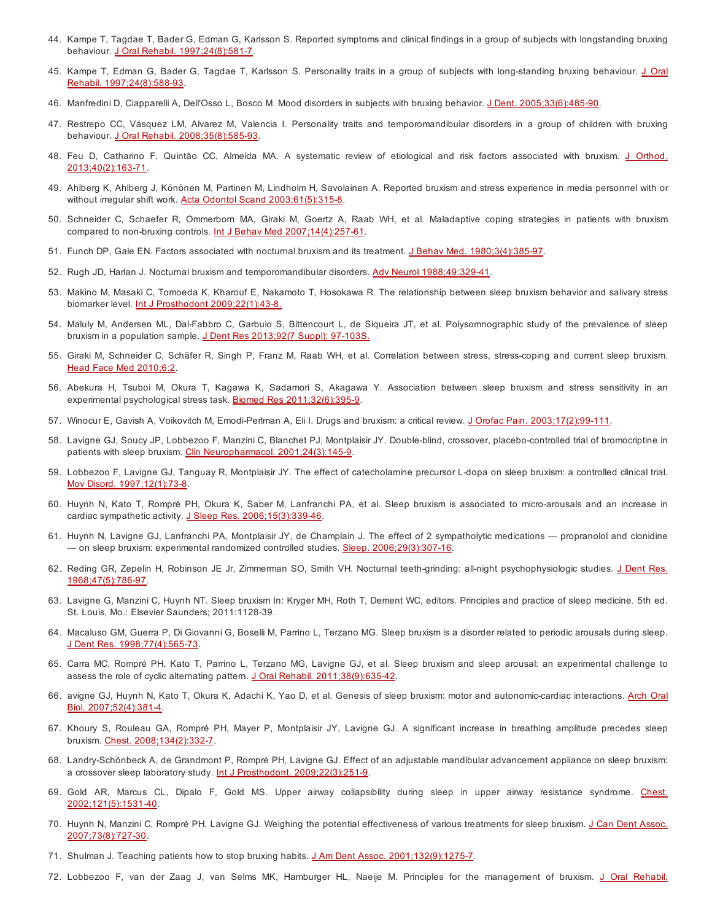44. Kampe T, Tagdae T, Bader G, Edman G, Karlsson S. Reported symptoms and clinical findings in a group of subjects with longstanding bruxing behaviour. J Oral Rehabil. 1997;24(8):581-7.

45. Kampe T, Edman G, Bader G, Tagdae T, Karlsson S. Personality traits in a group of subjects with long-standing bruxing behaviour. J Oral Rehabil. 1997;24(8):588-93.

46. Manfredini D, Ciapparelli A, Dell'Osso L, Bosco M. Mood disorders in subjects with bruxing behavior. J Dent. 2005;33(6):485-90.

47. Restrepo CC, Vásquez LM, Alvarez M, Valencia I. Personality traits and temporomandibular disorders in a group of children with bruxing behaviour. J Oral Rehabil. 2008;35(8):585-93.

48. Feu D, Catharino F, Quintão CC, Almeida MA. A systematic review of etiological and risk factors associated with bruxism. J Orthod. 2013;40(2):163-71.

49. Ahlberg K, Ahlberg J, Könönen M, Partinen M, Lindholm H, Savolainen A. Reported bruxism and stress experience in media personnel with or without irregular shift work. Acta Odontol Scand 2003;61(5):315-8.

50. Schneider C, Schaefer R, Ommerborn MA, Giraki M, Goertz A, Raab WH, et al. Maladaptive coping strategies in patients with bruxism compared to non-bruxing controls. Int J Behav Med 2007;14(4):257-61.

51. Funch DP, Gale EN. Factors associated with nocturnal bruxism and its treatment. J Behav Med. 1980;3(4):385-97.

52. Rugh JD, Harlan J. Nocturnal bruxism and temporomandibular disorders. Adv Neurol 1988;49:329-41.

53. Makino M, Masaki C, Tomoeda K, Kharouf E, Nakamoto T, Hosokawa R. The relationship between sleep bruxism behavior and salivary stress biomarker level. Int J Prosthodont 2009;22(1):43-8.

54. Maluly M, Andersen ML, Dal-Fabbro C, Garbuio S, Bittencourt L, de Siqueira JT, et al. Polysomnographic study of the prevalence of sleep bruxism in a population sample. J Dent Res 2013;92(7 Suppl): 97-103S.

55. Giraki M, Schneider C, Schäfer R, Singh P, Franz M, Raab WH, et al. Correlation between stress, stress-coping and current sleep bruxism. Head Face Med 2010;6:2.

56. Abekura H, Tsuboi M, Okura T, Kagawa K, Sadamori S, Akagawa Y. Association between sleep bruxism and stress sensitivity in an experimental psychological stress task. Biomed Res 2011;32(6):395-9.

57. Winocur E, Gavish A, Voikovitch M, Emodi-Perlman A, Eli I. Drugs and bruxism: a critical review. J Orofac Pain. 2003;17(2):99-111.

58. Lavigne GJ, Soucy JP, Lobbezoo F, Manzini C, Blanchet PJ, Montplaisir JY. Double-blind, crossover, placebo-controlled trial of bromocriptine in patients with sleep bruxism. Clin Neuropharmacol. 2001;24(3):145-9.

59. Lobbezoo F, Lavigne GJ, Tanguay R, Montplaisir JY. The effect of catecholamine precursor L-dopa on sleep bruxism: a controlled clinical trial. Mov Disord. 1997;12(1):73-8.

60. Huynh N, Kato T, Rompré PH, Okura K, Saber M, Lanfranchi PA, et al. Sleep bruxism is associated to micro-arousals and an increase in cardiac sympathetic activity. J Sleep Res. 2006;15(3):339-46.

61. Huynh N, Lavigne GJ, Lanfranchi PA, Montplaisir JY, de Champlain J. The effect of 2 sympatholytic medications — propranolol and clonidine — on sleep bruxism: experimental randomized controlled studies. Sleep. 2006;29(3):307-16.

62. Reding GR, Zepelin H, Robinson JE Jr, Zimmerman SO, Smith VH. Nocturnal teeth-grinding: all-night psychophysiologic studies. J Dent Res. 1968;47(5):786-97.

63. Lavigne G, Manzini C, Huynh NT. Sleep bruxism In: Kryger MH, Roth T, Dement WC, editors. Principles and practice of sleep medicine. 5th ed. St. Louis, Mo.: Elsevier Saunders; 2011:1128-39.

64. Macaluso GM, Guerra P, Di Giovanni G, Boselli M, Parrino L, Terzano MG. Sleep bruxism is a disorder related to periodic arousals during sleep. J Dent Res. 1998;77(4):565-73.

65. Carra MC, Rompré PH, Kato T, Parrino L, Terzano MG, Lavigne GJ, et al. Sleep bruxism and sleep arousal: an experimental challenge to assess the role of cyclic alternating pattern. J Oral Rehabil. 2011;38(9):635-42.

66. avigne GJ, Huynh N, Kato T, Okura K, Adachi K, Yao D, et al. Genesis of sleep bruxism: motor and autonomic-cardiac interactions. Arch Oral Biol. 2007;52(4):381-4.

67. Khoury S, Rouleau GA, Rompré PH, Mayer P, Montplaisir JY, Lavigne GJ. A significant increase in breathing amplitude precedes sleep bruxism. Chest. 2008;134(2):332-7.

68. Landry-Schönbeck A, de Grandmont P, Rompré PH, Lavigne GJ. Effect of an adjustable mandibular advancement appliance on sleep bruxism: a crossover sleep laboratory study. Int J Prosthodont. 2009;22(3):251-9.

69. Gold AR, Marcus CL, Dipalo F, Gold MS. Upper airway collapsibility during sleep in upper airway resistance syndrome. Chest. 2002;121(5):1531-40.

70. Huynh N, Manzini C, Rompré PH, Lavigne GJ. Weighing the potential effectiveness of various treatments for sleep bruxism. J Can Dent Assoc. 2007;73(8):727-30.

71. Shulman J. Teaching patients how to stop bruxing habits. J Am Dent Assoc. 2001;132(9):1275-7.

72. Lobbezoo F, van der Zaag J, van Selms MK, Hamburger HL, Naeije M. Principles for the management of bruxism. J Oral Rehabil.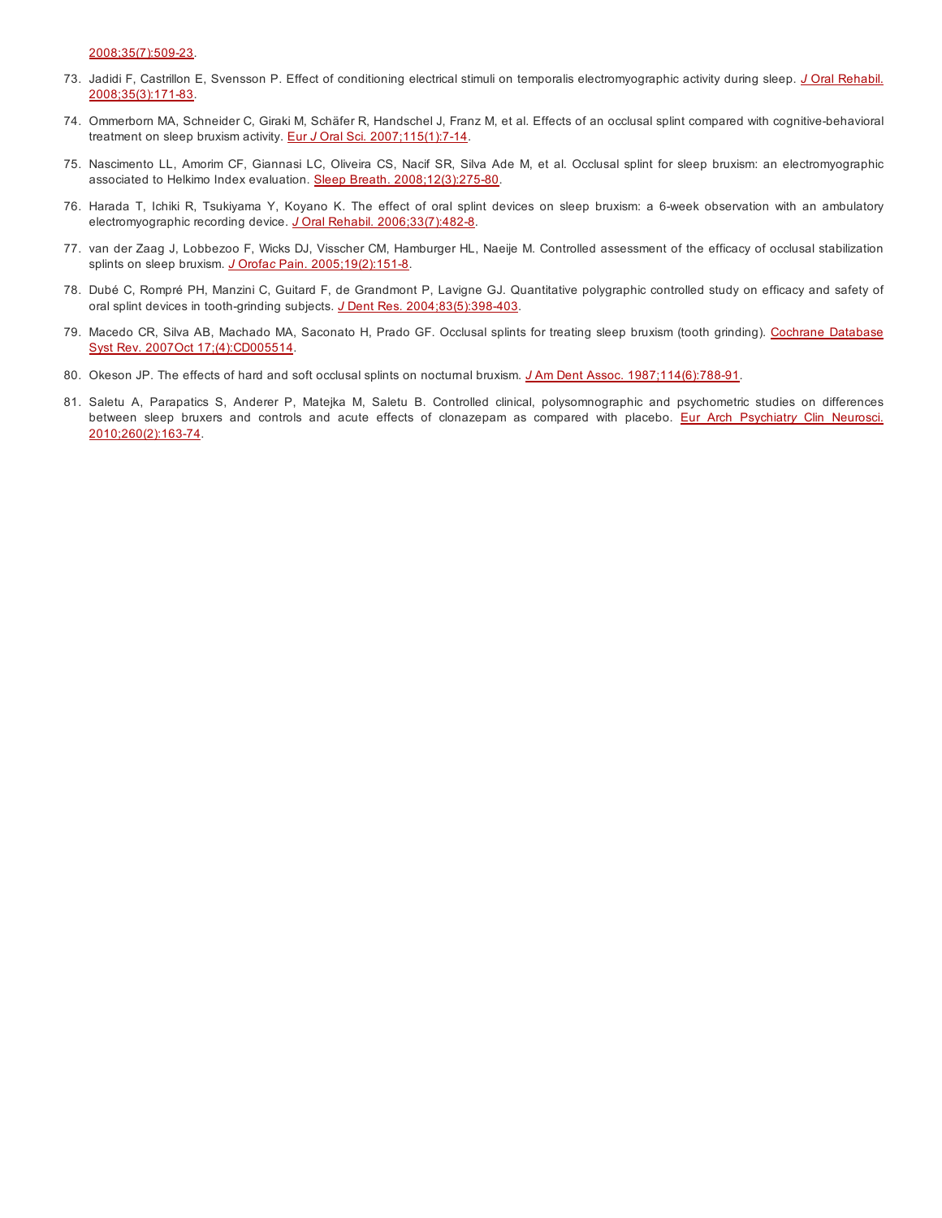2008;35(7):509-23.

73. Jadidi F, Castrillon E, Svensson P. Effect of conditioning electrical stimuli on temporalis electromyographic activity during sleep. J Oral Rehabil. 2008;35(3):171-83.

74. Ommerborn MA, Schneider C, Giraki M, Schäfer R, Handschel J, Franz M, et al. Effects of an occlusal splint compared with cognitive-behavioral treatment on sleep bruxism activity. Eur J Oral Sci. 2007;115(1):7-14.

75. Nascimento LL, Amorim CF, Giannasi LC, Oliveira CS, Nacif SR, Silva Ade M, et al. Occlusal splint for sleep bruxism: an electromyographic associated to Helkimo Index evaluation. Sleep Breath. 2008;12(3):275-80.

76. Harada T, Ichiki R, Tsukiyama Y, Koyano K. The effect of oral splint devices on sleep bruxism: a 6-week observation with an ambulatory electromyographic recording device. J Oral Rehabil. 2006;33(7):482-8.

77. van der Zaag J, Lobbezoo F, Wicks DJ, Visscher CM, Hamburger HL, Naeije M. Controlled assessment of the efficacy of occlusal stabilization splints on sleep bruxism. J Orofac Pain. 2005;19(2):151-8.

78. Dubé C, Rompré PH, Manzini C, Guitard F, de Grandmont P, Lavigne GJ. Quantitative polygraphic controlled study on efficacy and safety of oral splint devices in tooth-grinding subjects. J Dent Res. 2004;83(5):398-403.

79. Macedo CR, Silva AB, Machado MA, Saconato H, Prado GF. Occlusal splints for treating sleep bruxism (tooth grinding). Cochrane Database Syst Rev. 2007Oct 17;(4):CD005514.

80. Okeson JP. The effects of hard and soft occlusal splints on nocturnal bruxism. J Am Dent Assoc. 1987;114(6):788-91.

81. Saletu A, Parapatics S, Anderer P, Matejka M, Saletu B. Controlled clinical, polysomnographic and psychometric studies on differences between sleep bruxers and controls and acute effects of clonazepam as compared with placebo. Eur Arch Psychiatry Clin Neurosci. 2010;260(2):163-74.